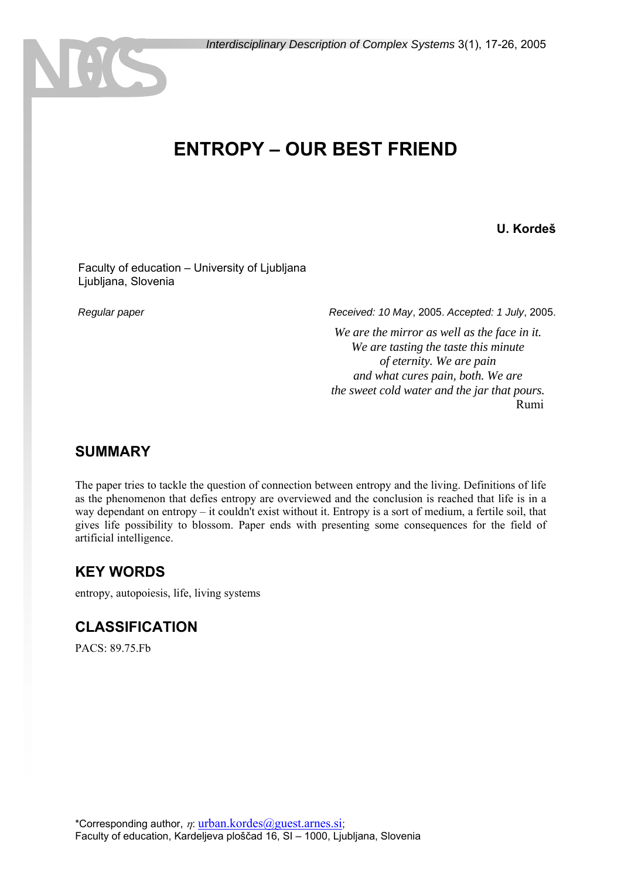# ENTROPY – OUR BEST FRIEND

**U. Kordeš**

Faculty of education – University of Ljubljana
Ljubljana, Slovenia

*Regular paper*

*Received: 10 May*, 2005. *Accepted: 1 July*, 2005.

*We are the mirror as well as the face in it.*
*We are tasting the taste this minute*
*of eternity. We are pain*
*and what cures pain, both. We are*
*the sweet cold water and the jar that pours.*
Rumi

## SUMMARY

The paper tries to tackle the question of connection between entropy and the living. Definitions of life as the phenomenon that defies entropy are overviewed and the conclusion is reached that life is in a way dependant on entropy – it couldn't exist without it. Entropy is a sort of medium, a fertile soil, that gives life possibility to blossom. Paper ends with presenting some consequences for the field of artificial intelligence.

## KEY WORDS

entropy, autopoiesis, life, living systems

## CLASSIFICATION

PACS: 89.75.Fb

*Corresponding author, $\eta$: urban.kordes@guest.arnes.si;
Faculty of education, Kardeljeva ploščad 16, SI – 1000, Ljubljana, Slovenia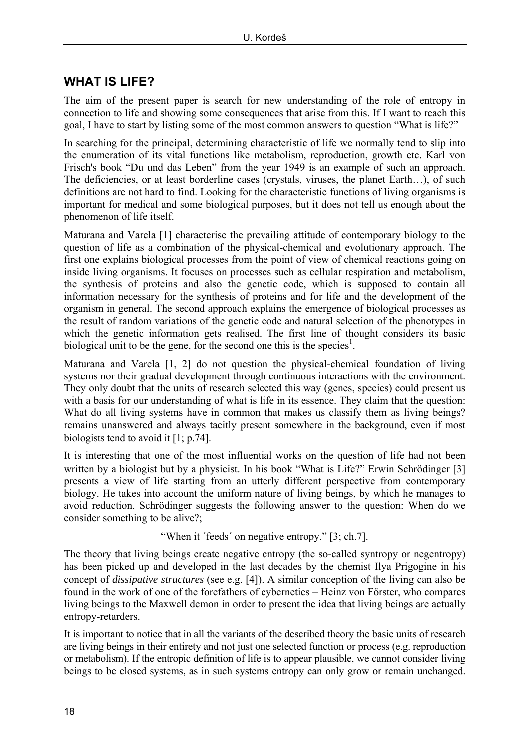## WHAT IS LIFE?

The aim of the present paper is search for new understanding of the role of entropy in connection to life and showing some consequences that arise from this. If I want to reach this goal, I have to start by listing some of the most common answers to question "What is life?"

In searching for the principal, determining characteristic of life we normally tend to slip into the enumeration of its vital functions like metabolism, reproduction, growth etc. Karl von Frisch's book "Du und das Leben" from the year 1949 is an example of such an approach. The deficiencies, or at least borderline cases (crystals, viruses, the planet Earth…), of such definitions are not hard to find. Looking for the characteristic functions of living organisms is important for medical and some biological purposes, but it does not tell us enough about the phenomenon of life itself.

Maturana and Varela [1] characterise the prevailing attitude of contemporary biology to the question of life as a combination of the physical-chemical and evolutionary approach. The first one explains biological processes from the point of view of chemical reactions going on inside living organisms. It focuses on processes such as cellular respiration and metabolism, the synthesis of proteins and also the genetic code, which is supposed to contain all information necessary for the synthesis of proteins and for life and the development of the organism in general. The second approach explains the emergence of biological processes as the result of random variations of the genetic code and natural selection of the phenotypes in which the genetic information gets realised. The first line of thought considers its basic biological unit to be the gene, for the second one this is the species[1].

Maturana and Varela [1, 2] do not question the physical-chemical foundation of living systems nor their gradual development through continuous interactions with the environment. They only doubt that the units of research selected this way (genes, species) could present us with a basis for our understanding of what is life in its essence. They claim that the question: What do all living systems have in common that makes us classify them as living beings? remains unanswered and always tacitly present somewhere in the background, even if most biologists tend to avoid it [1; p.74].

It is interesting that one of the most influential works on the question of life had not been written by a biologist but by a physicist. In his book "What is Life?" Erwin Schrödinger [3] presents a view of life starting from an utterly different perspective from contemporary biology. He takes into account the uniform nature of living beings, by which he manages to avoid reduction. Schrödinger suggests the following answer to the question: When do we consider something to be alive?;

"When it ´feeds´ on negative entropy." [3; ch.7].

The theory that living beings create negative entropy (the so-called syntropy or negentropy) has been picked up and developed in the last decades by the chemist Ilya Prigogine in his concept of *dissipative structures* (see e.g. [4]). A similar conception of the living can also be found in the work of one of the forefathers of cybernetics – Heinz von Förster, who compares living beings to the Maxwell demon in order to present the idea that living beings are actually entropy-retarders.

It is important to notice that in all the variants of the described theory the basic units of research are living beings in their entirety and not just one selected function or process (e.g. reproduction or metabolism). If the entropic definition of life is to appear plausible, we cannot consider living beings to be closed systems, as in such systems entropy can only grow or remain unchanged.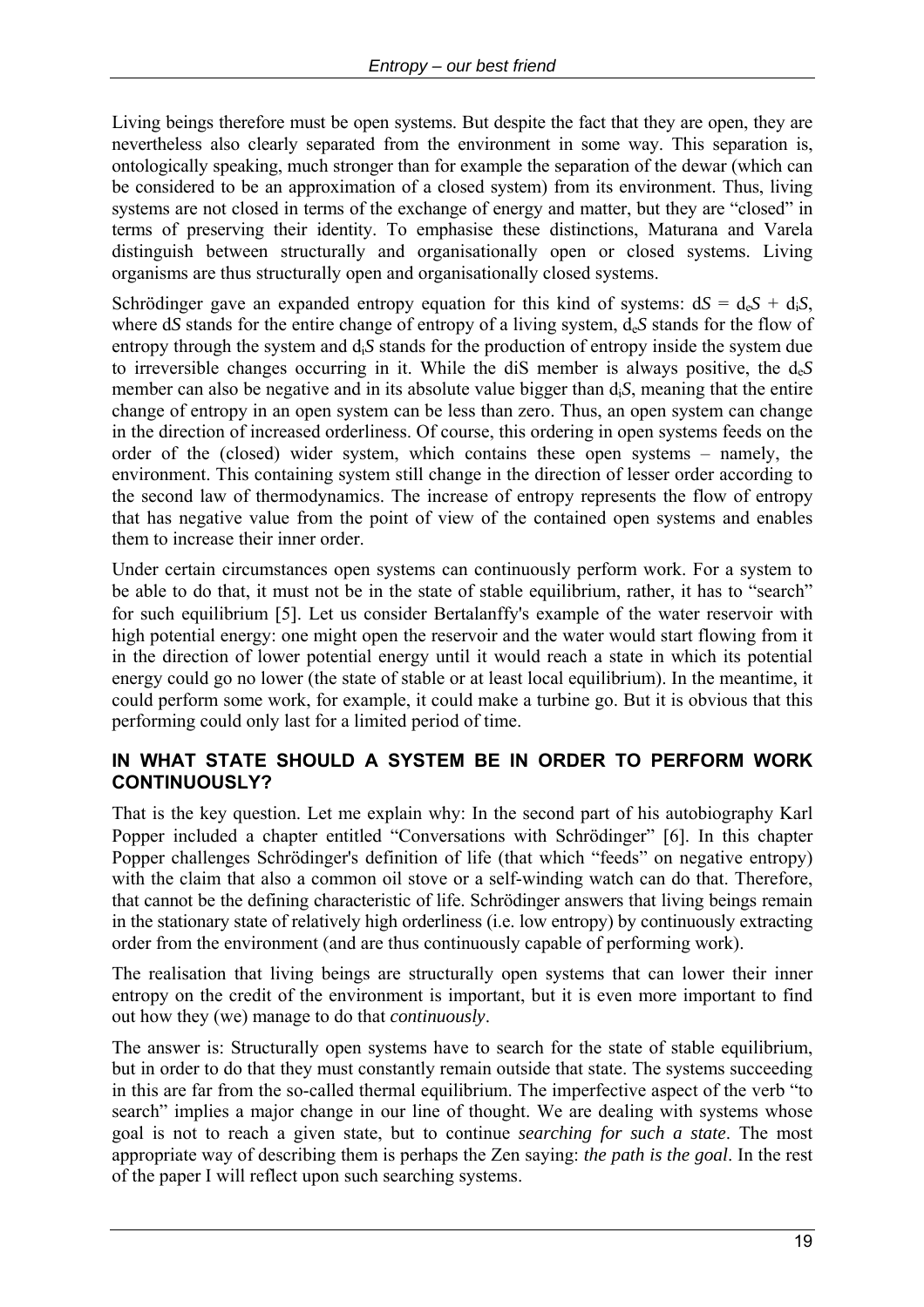Living beings therefore must be open systems. But despite the fact that they are open, they are nevertheless also clearly separated from the environment in some way. This separation is, ontologically speaking, much stronger than for example the separation of the dewar (which can be considered to be an approximation of a closed system) from its environment. Thus, living systems are not closed in terms of the exchange of energy and matter, but they are "closed" in terms of preserving their identity. To emphasise these distinctions, Maturana and Varela distinguish between structurally and organisationally open or closed systems. Living organisms are thus structurally open and organisationally closed systems.

Schrödinger gave an expanded entropy equation for this kind of systems: $dS = d_eS + d_iS$, where $dS$ stands for the entire change of entropy of a living system, $d_eS$ stands for the flow of entropy through the system and $d_iS$ stands for the production of entropy inside the system due to irreversible changes occurring in it. While the diS member is always positive, the $d_eS$ member can also be negative and in its absolute value bigger than $d_iS$, meaning that the entire change of entropy in an open system can be less than zero. Thus, an open system can change in the direction of increased orderliness. Of course, this ordering in open systems feeds on the order of the (closed) wider system, which contains these open systems – namely, the environment. This containing system still change in the direction of lesser order according to the second law of thermodynamics. The increase of entropy represents the flow of entropy that has negative value from the point of view of the contained open systems and enables them to increase their inner order.

Under certain circumstances open systems can continuously perform work. For a system to be able to do that, it must not be in the state of stable equilibrium, rather, it has to "search" for such equilibrium [5]. Let us consider Bertalanffy's example of the water reservoir with high potential energy: one might open the reservoir and the water would start flowing from it in the direction of lower potential energy until it would reach a state in which its potential energy could go no lower (the state of stable or at least local equilibrium). In the meantime, it could perform some work, for example, it could make a turbine go. But it is obvious that this performing could only last for a limited period of time.

## IN WHAT STATE SHOULD A SYSTEM BE IN ORDER TO PERFORM WORK CONTINUOUSLY?

That is the key question. Let me explain why: In the second part of his autobiography Karl Popper included a chapter entitled "Conversations with Schrödinger" [6]. In this chapter Popper challenges Schrödinger's definition of life (that which "feeds" on negative entropy) with the claim that also a common oil stove or a self-winding watch can do that. Therefore, that cannot be the defining characteristic of life. Schrödinger answers that living beings remain in the stationary state of relatively high orderliness (i.e. low entropy) by continuously extracting order from the environment (and are thus continuously capable of performing work).

The realisation that living beings are structurally open systems that can lower their inner entropy on the credit of the environment is important, but it is even more important to find out how they (we) manage to do that *continuously*.

The answer is: Structurally open systems have to search for the state of stable equilibrium, but in order to do that they must constantly remain outside that state. The systems succeeding in this are far from the so-called thermal equilibrium. The imperfective aspect of the verb "to search" implies a major change in our line of thought. We are dealing with systems whose goal is not to reach a given state, but to continue *searching for such a state*. The most appropriate way of describing them is perhaps the Zen saying: *the path is the goal*. In the rest of the paper I will reflect upon such searching systems.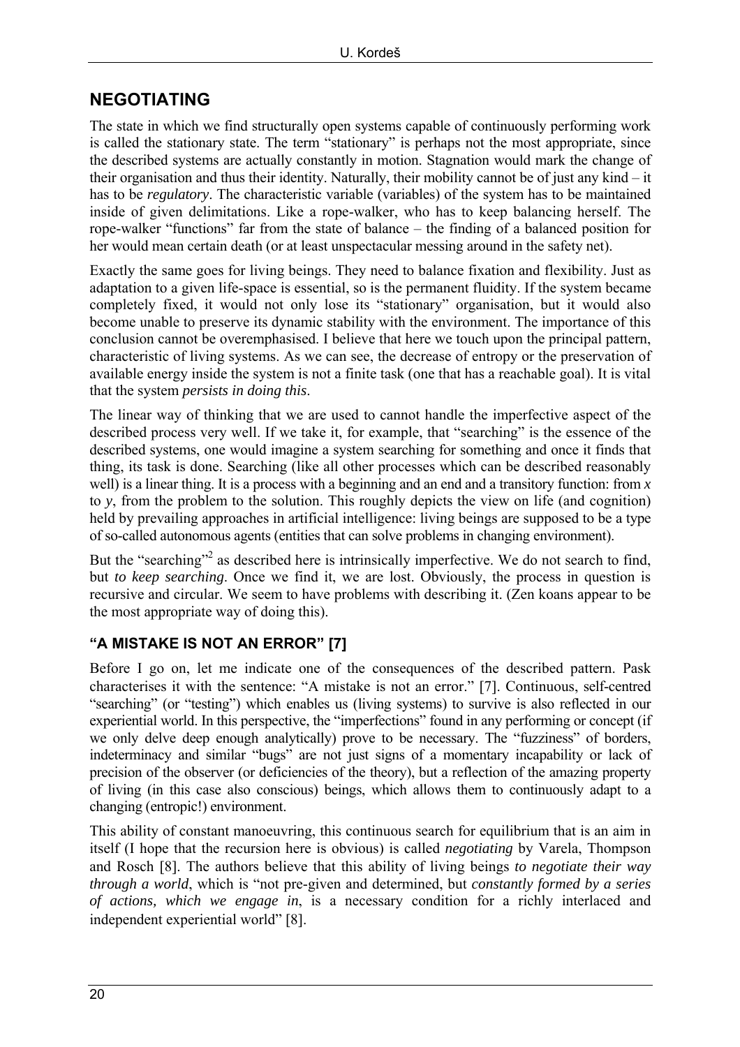## NEGOTIATING

The state in which we find structurally open systems capable of continuously performing work is called the stationary state. The term "stationary" is perhaps not the most appropriate, since the described systems are actually constantly in motion. Stagnation would mark the change of their organisation and thus their identity. Naturally, their mobility cannot be of just any kind – it has to be *regulatory*. The characteristic variable (variables) of the system has to be maintained inside of given delimitations. Like a rope-walker, who has to keep balancing herself. The rope-walker "functions" far from the state of balance – the finding of a balanced position for her would mean certain death (or at least unspectacular messing around in the safety net).

Exactly the same goes for living beings. They need to balance fixation and flexibility. Just as adaptation to a given life-space is essential, so is the permanent fluidity. If the system became completely fixed, it would not only lose its "stationary" organisation, but it would also become unable to preserve its dynamic stability with the environment. The importance of this conclusion cannot be overemphasised. I believe that here we touch upon the principal pattern, characteristic of living systems. As we can see, the decrease of entropy or the preservation of available energy inside the system is not a finite task (one that has a reachable goal). It is vital that the system *persists in doing this*.

The linear way of thinking that we are used to cannot handle the imperfective aspect of the described process very well. If we take it, for example, that "searching" is the essence of the described systems, one would imagine a system searching for something and once it finds that thing, its task is done. Searching (like all other processes which can be described reasonably well) is a linear thing. It is a process with a beginning and an end and a transitory function: from *x* to *y*, from the problem to the solution. This roughly depicts the view on life (and cognition) held by prevailing approaches in artificial intelligence: living beings are supposed to be a type of so-called autonomous agents (entities that can solve problems in changing environment).

But the "searching"[2] as described here is intrinsically imperfective. We do not search to find, but *to keep searching*. Once we find it, we are lost. Obviously, the process in question is recursive and circular. We seem to have problems with describing it. (Zen koans appear to be the most appropriate way of doing this).

### "A MISTAKE IS NOT AN ERROR" [7]

Before I go on, let me indicate one of the consequences of the described pattern. Pask characterises it with the sentence: "A mistake is not an error." [7]. Continuous, self-centred "searching" (or "testing") which enables us (living systems) to survive is also reflected in our experiential world. In this perspective, the "imperfections" found in any performing or concept (if we only delve deep enough analytically) prove to be necessary. The "fuzziness" of borders, indeterminacy and similar "bugs" are not just signs of a momentary incapability or lack of precision of the observer (or deficiencies of the theory), but a reflection of the amazing property of living (in this case also conscious) beings, which allows them to continuously adapt to a changing (entropic!) environment.

This ability of constant manoeuvring, this continuous search for equilibrium that is an aim in itself (I hope that the recursion here is obvious) is called *negotiating* by Varela, Thompson and Rosch [8]. The authors believe that this ability of living beings *to negotiate their way through a world*, which is "not pre-given and determined, but *constantly formed by a series of actions, which we engage in*, is a necessary condition for a richly interlaced and independent experiential world" [8].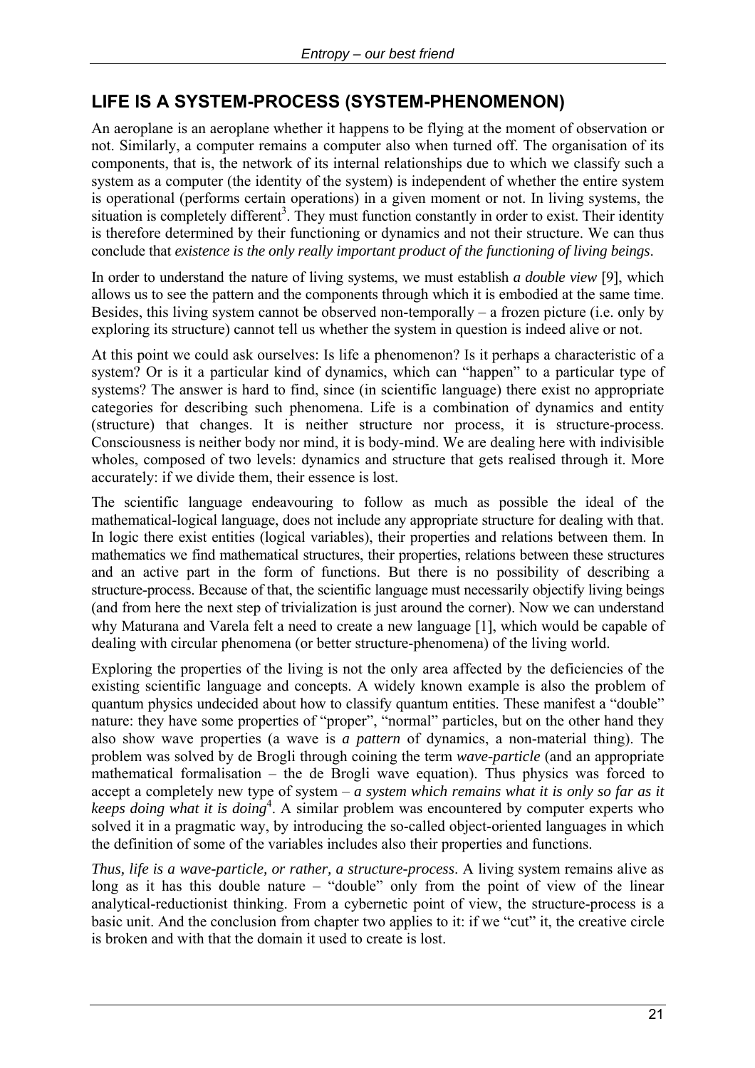## LIFE IS A SYSTEM-PROCESS (SYSTEM-PHENOMENON)

An aeroplane is an aeroplane whether it happens to be flying at the moment of observation or not. Similarly, a computer remains a computer also when turned off. The organisation of its components, that is, the network of its internal relationships due to which we classify such a system as a computer (the identity of the system) is independent of whether the entire system is operational (performs certain operations) in a given moment or not. In living systems, the situation is completely different[3]. They must function constantly in order to exist. Their identity is therefore determined by their functioning or dynamics and not their structure. We can thus conclude that *existence is the only really important product of the functioning of living beings*.

In order to understand the nature of living systems, we must establish *a double view* [9], which allows us to see the pattern and the components through which it is embodied at the same time. Besides, this living system cannot be observed non-temporally – a frozen picture (i.e. only by exploring its structure) cannot tell us whether the system in question is indeed alive or not.

At this point we could ask ourselves: Is life a phenomenon? Is it perhaps a characteristic of a system? Or is it a particular kind of dynamics, which can "happen" to a particular type of systems? The answer is hard to find, since (in scientific language) there exist no appropriate categories for describing such phenomena. Life is a combination of dynamics and entity (structure) that changes. It is neither structure nor process, it is structure-process. Consciousness is neither body nor mind, it is body-mind. We are dealing here with indivisible wholes, composed of two levels: dynamics and structure that gets realised through it. More accurately: if we divide them, their essence is lost.

The scientific language endeavouring to follow as much as possible the ideal of the mathematical-logical language, does not include any appropriate structure for dealing with that. In logic there exist entities (logical variables), their properties and relations between them. In mathematics we find mathematical structures, their properties, relations between these structures and an active part in the form of functions. But there is no possibility of describing a structure-process. Because of that, the scientific language must necessarily objectify living beings (and from here the next step of trivialization is just around the corner). Now we can understand why Maturana and Varela felt a need to create a new language [1], which would be capable of dealing with circular phenomena (or better structure-phenomena) of the living world.

Exploring the properties of the living is not the only area affected by the deficiencies of the existing scientific language and concepts. A widely known example is also the problem of quantum physics undecided about how to classify quantum entities. These manifest a "double" nature: they have some properties of "proper", "normal" particles, but on the other hand they also show wave properties (a wave is *a pattern* of dynamics, a non-material thing). The problem was solved by de Brogli through coining the term *wave-particle* (and an appropriate mathematical formalisation – the de Brogli wave equation). Thus physics was forced to accept a completely new type of system – *a system which remains what it is only so far as it keeps doing what it is doing*[4]. A similar problem was encountered by computer experts who solved it in a pragmatic way, by introducing the so-called object-oriented languages in which the definition of some of the variables includes also their properties and functions.

*Thus, life is a wave-particle, or rather, a structure-process*. A living system remains alive as long as it has this double nature – "double" only from the point of view of the linear analytical-reductionist thinking. From a cybernetic point of view, the structure-process is a basic unit. And the conclusion from chapter two applies to it: if we "cut" it, the creative circle is broken and with that the domain it used to create is lost.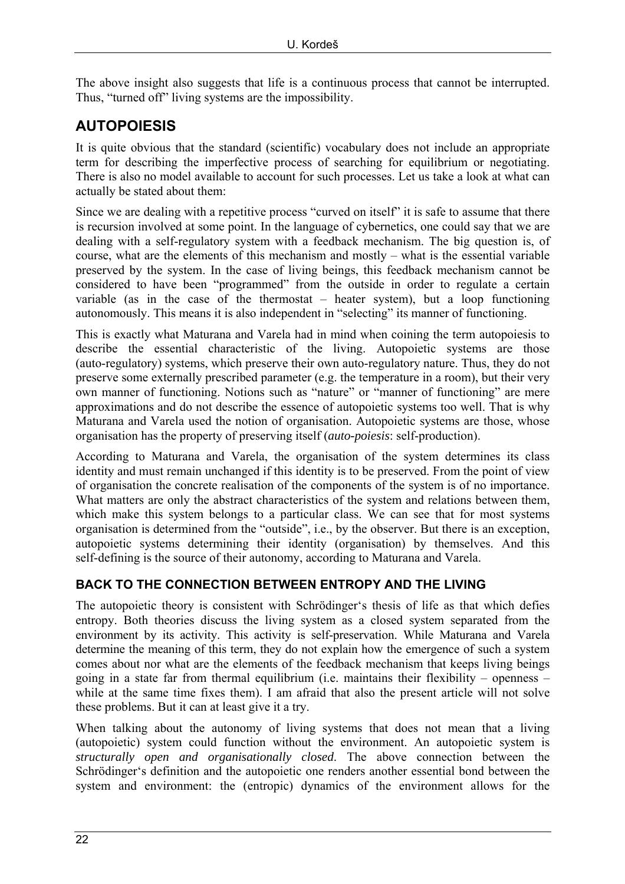The above insight also suggests that life is a continuous process that cannot be interrupted. Thus, "turned off" living systems are the impossibility.

## AUTOPOIESIS

It is quite obvious that the standard (scientific) vocabulary does not include an appropriate term for describing the imperfective process of searching for equilibrium or negotiating. There is also no model available to account for such processes. Let us take a look at what can actually be stated about them:

Since we are dealing with a repetitive process "curved on itself" it is safe to assume that there is recursion involved at some point. In the language of cybernetics, one could say that we are dealing with a self-regulatory system with a feedback mechanism. The big question is, of course, what are the elements of this mechanism and mostly – what is the essential variable preserved by the system. In the case of living beings, this feedback mechanism cannot be considered to have been "programmed" from the outside in order to regulate a certain variable (as in the case of the thermostat – heater system), but a loop functioning autonomously. This means it is also independent in "selecting" its manner of functioning.

This is exactly what Maturana and Varela had in mind when coining the term autopoiesis to describe the essential characteristic of the living. Autopoietic systems are those (auto-regulatory) systems, which preserve their own auto-regulatory nature. Thus, they do not preserve some externally prescribed parameter (e.g. the temperature in a room), but their very own manner of functioning. Notions such as "nature" or "manner of functioning" are mere approximations and do not describe the essence of autopoietic systems too well. That is why Maturana and Varela used the notion of organisation. Autopoietic systems are those, whose organisation has the property of preserving itself (*auto-poiesis*: self-production).

According to Maturana and Varela, the organisation of the system determines its class identity and must remain unchanged if this identity is to be preserved. From the point of view of organisation the concrete realisation of the components of the system is of no importance. What matters are only the abstract characteristics of the system and relations between them, which make this system belong to a particular class. We can see that for most systems organisation is determined from the "outside", i.e., by the observer. But there is an exception, autopoietic systems determining their identity (organisation) by themselves. And this self-defining is the source of their autonomy, according to Maturana and Varela.

### BACK TO THE CONNECTION BETWEEN ENTROPY AND THE LIVING

The autopoietic theory is consistent with Schrödinger's thesis of life as that which defies entropy. Both theories discuss the living system as a closed system separated from the environment by its activity. This activity is self-preservation. While Maturana and Varela determine the meaning of this term, they do not explain how the emergence of such a system comes about nor what are the elements of the feedback mechanism that keeps living beings going in a state far from thermal equilibrium (i.e. maintains their flexibility – openness – while at the same time fixes them). I am afraid that also the present article will not solve these problems. But it can at least give it a try.

When talking about the autonomy of living systems that does not mean that a living (autopoietic) system could function without the environment. An autopoietic system is *structurally open and organisationally closed*. The above connection between the Schrödinger's definition and the autopoietic one renders another essential bond between the system and environment: the (entropic) dynamics of the environment allows for the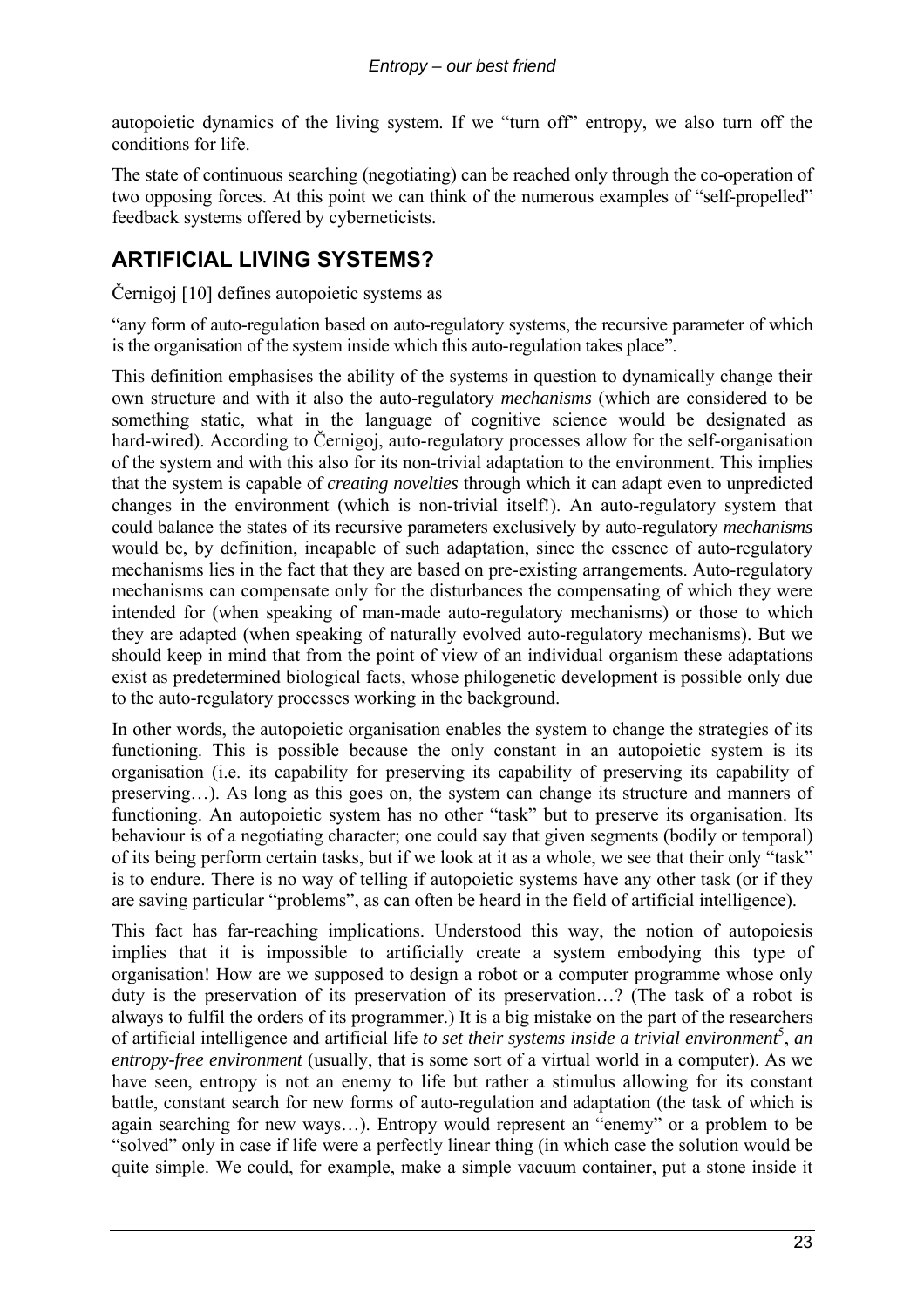autopoietic dynamics of the living system. If we "turn off" entropy, we also turn off the conditions for life.

The state of continuous searching (negotiating) can be reached only through the co-operation of two opposing forces. At this point we can think of the numerous examples of "self-propelled" feedback systems offered by cyberneticists.

## ARTIFICIAL LIVING SYSTEMS?

Černigoj [10] defines autopoietic systems as

"any form of auto-regulation based on auto-regulatory systems, the recursive parameter of which is the organisation of the system inside which this auto-regulation takes place".

This definition emphasises the ability of the systems in question to dynamically change their own structure and with it also the auto-regulatory *mechanisms* (which are considered to be something static, what in the language of cognitive science would be designated as hard-wired). According to Černigoj, auto-regulatory processes allow for the self-organisation of the system and with this also for its non-trivial adaptation to the environment. This implies that the system is capable of *creating novelties* through which it can adapt even to unpredicted changes in the environment (which is non-trivial itself!). An auto-regulatory system that could balance the states of its recursive parameters exclusively by auto-regulatory *mechanisms* would be, by definition, incapable of such adaptation, since the essence of auto-regulatory mechanisms lies in the fact that they are based on pre-existing arrangements. Auto-regulatory mechanisms can compensate only for the disturbances the compensating of which they were intended for (when speaking of man-made auto-regulatory mechanisms) or those to which they are adapted (when speaking of naturally evolved auto-regulatory mechanisms). But we should keep in mind that from the point of view of an individual organism these adaptations exist as predetermined biological facts, whose philogenetic development is possible only due to the auto-regulatory processes working in the background.

In other words, the autopoietic organisation enables the system to change the strategies of its functioning. This is possible because the only constant in an autopoietic system is its organisation (i.e. its capability for preserving its capability of preserving its capability of preserving…). As long as this goes on, the system can change its structure and manners of functioning. An autopoietic system has no other "task" but to preserve its organisation. Its behaviour is of a negotiating character; one could say that given segments (bodily or temporal) of its being perform certain tasks, but if we look at it as a whole, we see that their only "task" is to endure. There is no way of telling if autopoietic systems have any other task (or if they are saving particular "problems", as can often be heard in the field of artificial intelligence).

This fact has far-reaching implications. Understood this way, the notion of autopoiesis implies that it is impossible to artificially create a system embodying this type of organisation! How are we supposed to design a robot or a computer programme whose only duty is the preservation of its preservation of its preservation…? (The task of a robot is always to fulfil the orders of its programmer.) It is a big mistake on the part of the researchers of artificial intelligence and artificial life *to set their systems inside a trivial environment*[5], *an entropy-free environment* (usually, that is some sort of a virtual world in a computer). As we have seen, entropy is not an enemy to life but rather a stimulus allowing for its constant battle, constant search for new forms of auto-regulation and adaptation (the task of which is again searching for new ways…). Entropy would represent an "enemy" or a problem to be "solved" only in case if life were a perfectly linear thing (in which case the solution would be quite simple. We could, for example, make a simple vacuum container, put a stone inside it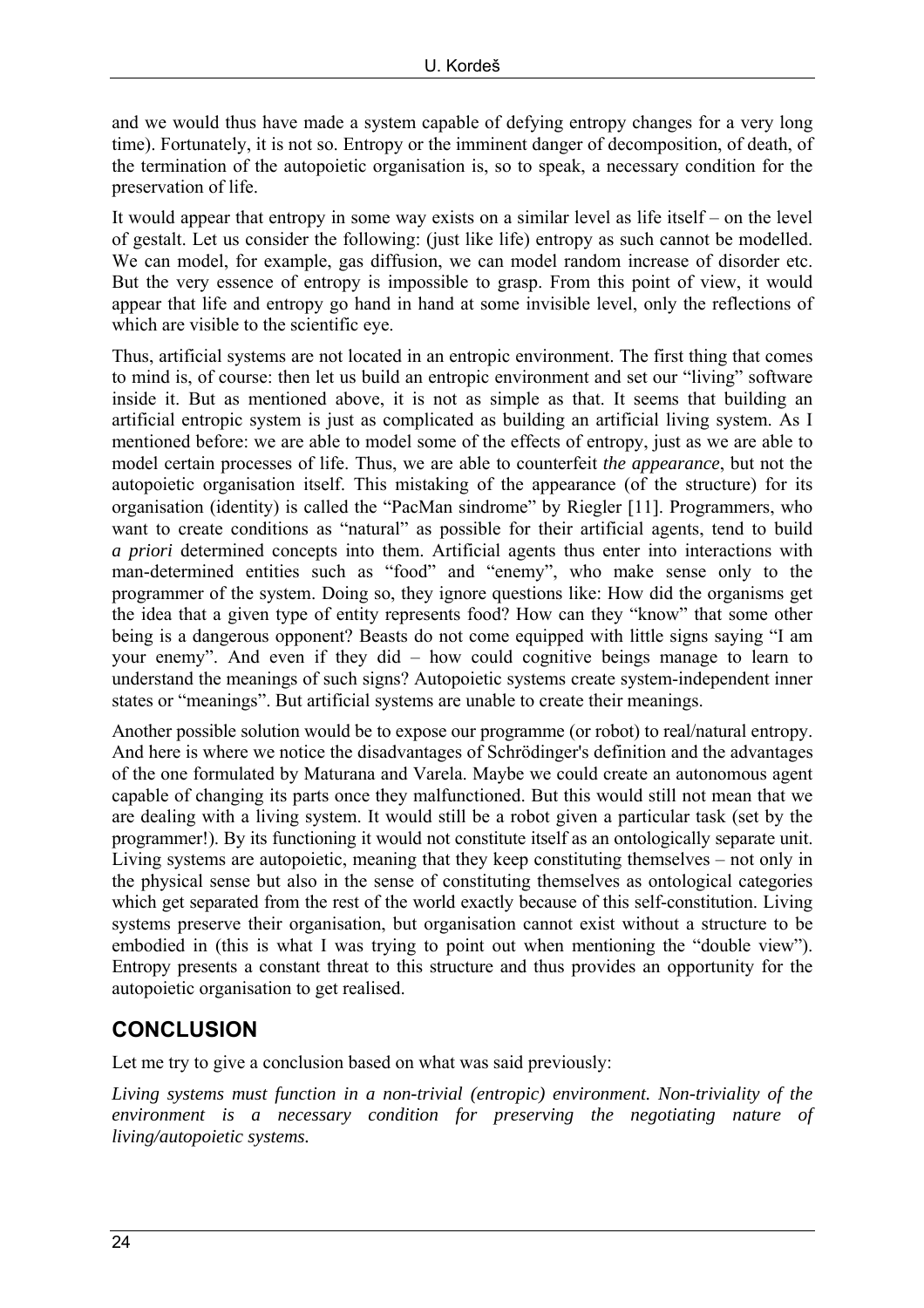and we would thus have made a system capable of defying entropy changes for a very long time). Fortunately, it is not so. Entropy or the imminent danger of decomposition, of death, of the termination of the autopoietic organisation is, so to speak, a necessary condition for the preservation of life.

It would appear that entropy in some way exists on a similar level as life itself – on the level of gestalt. Let us consider the following: (just like life) entropy as such cannot be modelled. We can model, for example, gas diffusion, we can model random increase of disorder etc. But the very essence of entropy is impossible to grasp. From this point of view, it would appear that life and entropy go hand in hand at some invisible level, only the reflections of which are visible to the scientific eye.

Thus, artificial systems are not located in an entropic environment. The first thing that comes to mind is, of course: then let us build an entropic environment and set our "living" software inside it. But as mentioned above, it is not as simple as that. It seems that building an artificial entropic system is just as complicated as building an artificial living system. As I mentioned before: we are able to model some of the effects of entropy, just as we are able to model certain processes of life. Thus, we are able to counterfeit *the appearance*, but not the autopoietic organisation itself. This mistaking of the appearance (of the structure) for its organisation (identity) is called the "PacMan sindrome" by Riegler [11]. Programmers, who want to create conditions as "natural" as possible for their artificial agents, tend to build *a priori* determined concepts into them. Artificial agents thus enter into interactions with man-determined entities such as "food" and "enemy", who make sense only to the programmer of the system. Doing so, they ignore questions like: How did the organisms get the idea that a given type of entity represents food? How can they "know" that some other being is a dangerous opponent? Beasts do not come equipped with little signs saying "I am your enemy". And even if they did – how could cognitive beings manage to learn to understand the meanings of such signs? Autopoietic systems create system-independent inner states or "meanings". But artificial systems are unable to create their meanings.

Another possible solution would be to expose our programme (or robot) to real/natural entropy. And here is where we notice the disadvantages of Schrödinger's definition and the advantages of the one formulated by Maturana and Varela. Maybe we could create an autonomous agent capable of changing its parts once they malfunctioned. But this would still not mean that we are dealing with a living system. It would still be a robot given a particular task (set by the programmer!). By its functioning it would not constitute itself as an ontologically separate unit. Living systems are autopoietic, meaning that they keep constituting themselves – not only in the physical sense but also in the sense of constituting themselves as ontological categories which get separated from the rest of the world exactly because of this self-constitution. Living systems preserve their organisation, but organisation cannot exist without a structure to be embodied in (this is what I was trying to point out when mentioning the "double view"). Entropy presents a constant threat to this structure and thus provides an opportunity for the autopoietic organisation to get realised.

## CONCLUSION

Let me try to give a conclusion based on what was said previously:

*Living systems must function in a non-trivial (entropic) environment. Non-triviality of the environment is a necessary condition for preserving the negotiating nature of living/autopoietic systems.*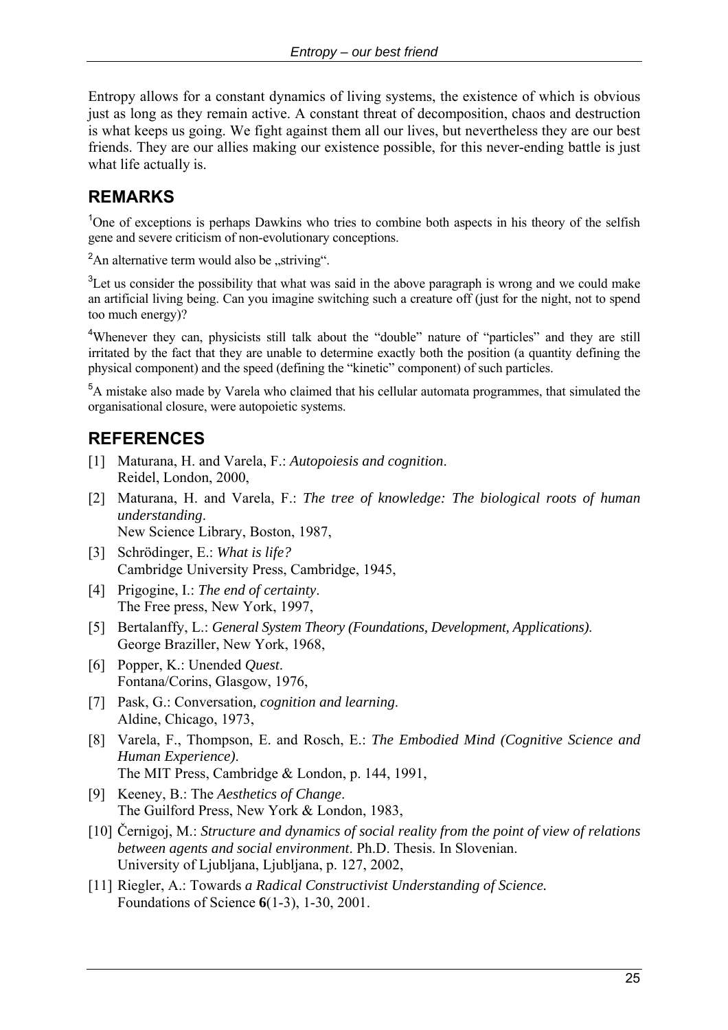Entropy allows for a constant dynamics of living systems, the existence of which is obvious just as long as they remain active. A constant threat of decomposition, chaos and destruction is what keeps us going. We fight against them all our lives, but nevertheless they are our best friends. They are our allies making our existence possible, for this never-ending battle is just what life actually is.

## REMARKS

[1]One of exceptions is perhaps Dawkins who tries to combine both aspects in his theory of the selfish gene and severe criticism of non-evolutionary conceptions.

[2]An alternative term would also be „striving".

[3]Let us consider the possibility that what was said in the above paragraph is wrong and we could make an artificial living being. Can you imagine switching such a creature off (just for the night, not to spend too much energy)?

[4]Whenever they can, physicists still talk about the "double" nature of "particles" and they are still irritated by the fact that they are unable to determine exactly both the position (a quantity defining the physical component) and the speed (defining the "kinetic" component) of such particles.

[5]A mistake also made by Varela who claimed that his cellular automata programmes, that simulated the organisational closure, were autopoietic systems.

## REFERENCES

[1] Maturana, H. and Varela, F.: *Autopoiesis and cognition*. Reidel, London, 2000,

[2] Maturana, H. and Varela, F.: *The tree of knowledge: The biological roots of human understanding*. New Science Library, Boston, 1987,

[3] Schrödinger, E.: *What is life?* Cambridge University Press, Cambridge, 1945,

[4] Prigogine, I.: *The end of certainty*. The Free press, New York, 1997,

[5] Bertalanffy, L.: *General System Theory (Foundations, Development, Applications).* George Braziller, New York, 1968,

[6] Popper, K.: Unended *Quest*. Fontana/Corins, Glasgow, 1976,

[7] Pask, G.: Conversation*, cognition and learning*. Aldine, Chicago, 1973,

[8] Varela, F., Thompson, E. and Rosch, E.: *The Embodied Mind (Cognitive Science and Human Experience)*. The MIT Press, Cambridge & London, p. 144, 1991,

[9] Keeney, B.: The *Aesthetics of Change*. The Guilford Press, New York & London, 1983,

[10] Černigoj, M.: *Structure and dynamics of social reality from the point of view of relations between agents and social environment*. Ph.D. Thesis. In Slovenian. University of Ljubljana, Ljubljana, p. 127, 2002,

[11] Riegler, A.: Towards *a Radical Constructivist Understanding of Science.* Foundations of Science **6**(1-3), 1-30, 2001.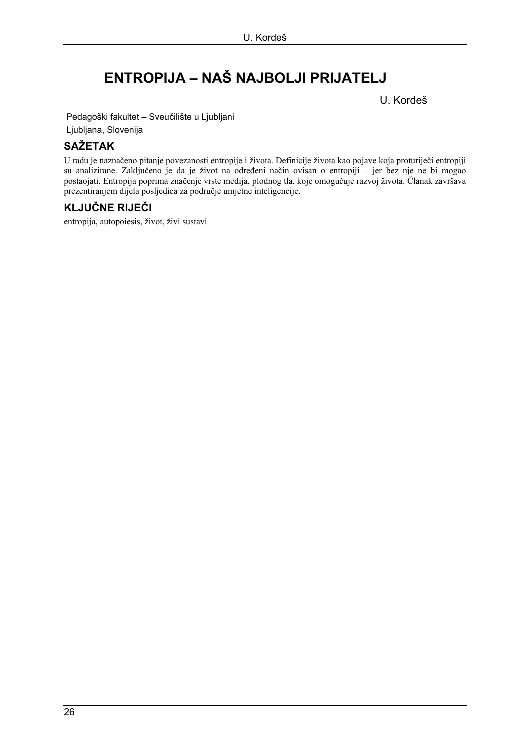# ENTROPIJA – NAŠ NAJBOLJI PRIJATELJ

U. Kordeš

Pedagoški fakultet – Sveučilište u Ljubljani

Ljubljana, Slovenija

## SAŽETAK

U radu je naznačeno pitanje povezanosti entropije i života. Definicije života kao pojave koja proturiječi entropiji su analizirane. Zaključeno je da je život na određeni način ovisan o entropiji – jer bez nje ne bi mogao postaojati. Entropija poprima značenje vrste medija, plodnog tla, koje omogućuje razvoj života. Članak završava prezentiranjem dijela posljedica za područje umjetne inteligencije.

## KLJUČNE RIJEČI

entropija, autopoiesis, život, živi sustavi